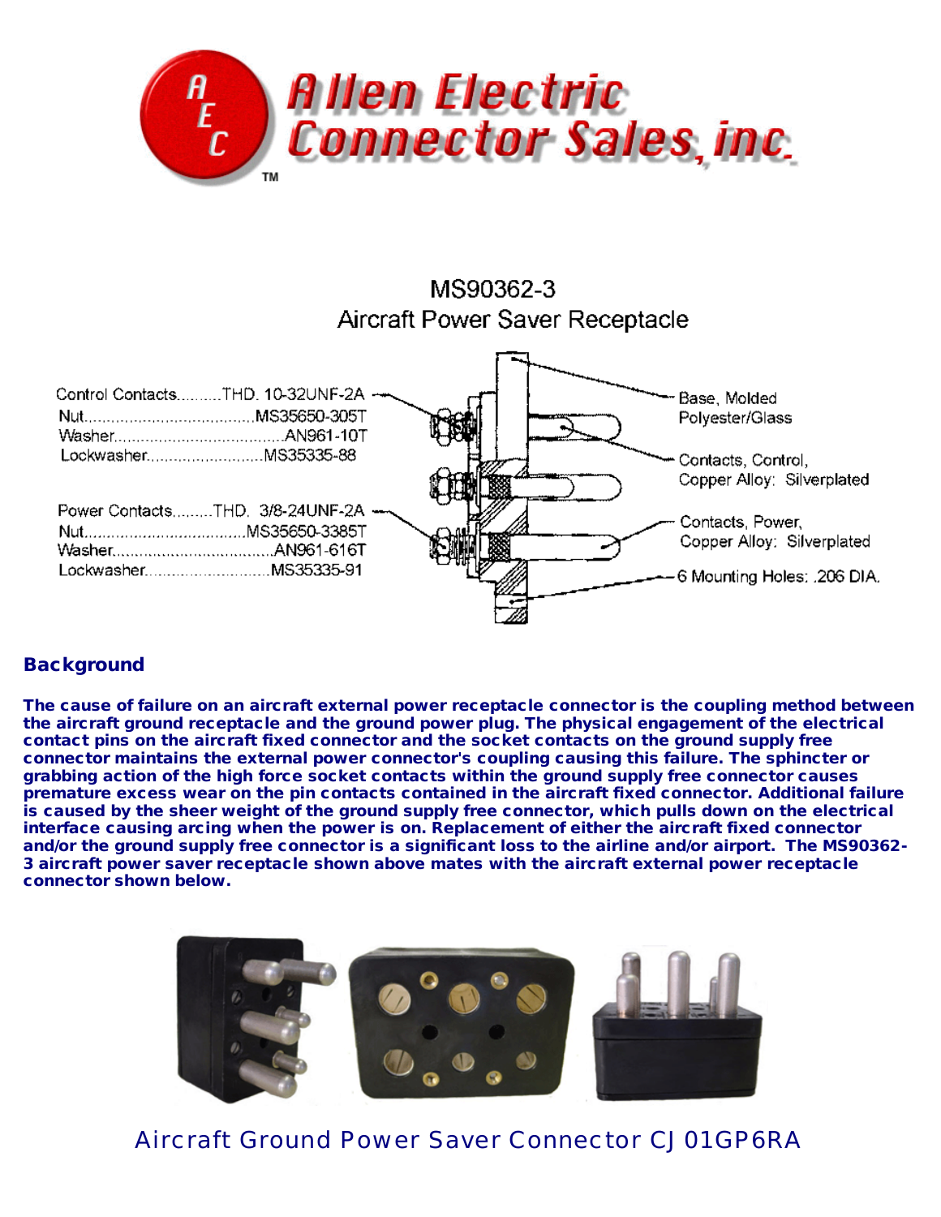# Allen Electric Connector Sales, inc.

## MS90362-3
## Aircraft Power Saver Receptacle

Control Contacts..........THD. 10-32UNF-2A
Nut.......................................MS35650-305T
Washer.....................................AN961-10T
Lockwasher.........................MS35335-88

Power Contacts.........THD. 3/8-24UNF-2A
Nut....................................MS35650-3385T
Washer....................................AN961-616T
Lockwasher...........................MS35335-91

Base, Molded Polyester/Glass

Contacts, Control, Copper Alloy: Silverplated

Contacts, Power, Copper Alloy: Silverplated

6 Mounting Holes: .206 DIA.

## Background

**The cause of failure on an aircraft external power receptacle connector is the coupling method between the aircraft ground receptacle and the ground power plug. The physical engagement of the electrical contact pins on the aircraft fixed connector and the socket contacts on the ground supply free connector maintains the external power connector's coupling causing this failure. The sphincter or grabbing action of the high force socket contacts within the ground supply free connector causes premature excess wear on the pin contacts contained in the aircraft fixed connector. Additional failure is caused by the sheer weight of the ground supply free connector, which pulls down on the electrical interface causing arcing when the power is on. Replacement of either the aircraft fixed connector and/or the ground supply free connector is a significant loss to the airline and/or airport. The MS90362-3 aircraft power saver receptacle shown above mates with the aircraft external power receptacle connector shown below.**

Aircraft Ground Power Saver Connector CJ 01GP6RA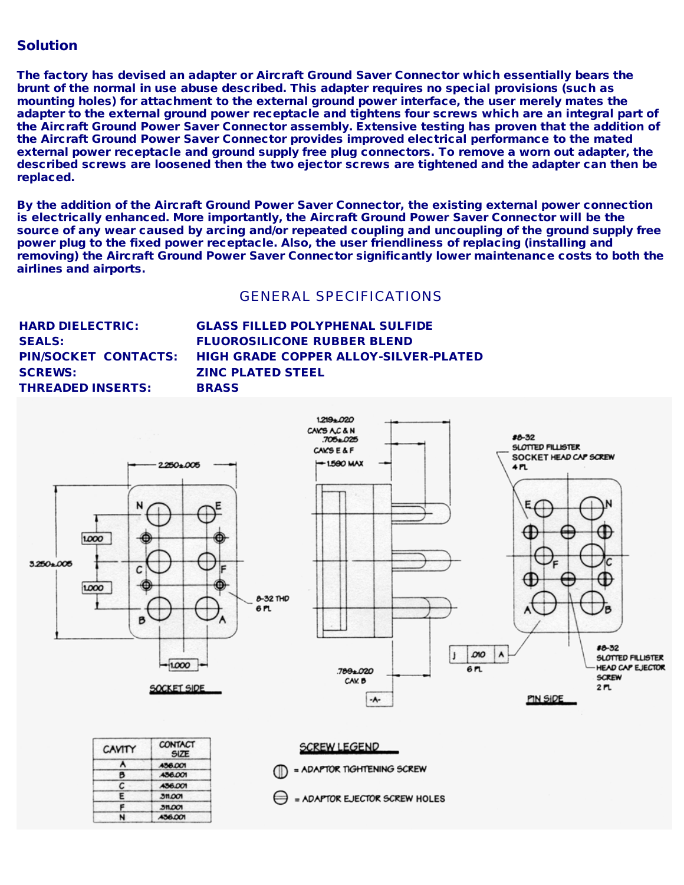## Solution

**The factory has devised an adapter or Aircraft Ground Saver Connector which essentially bears the brunt of the normal in use abuse described. This adapter requires no special provisions (such as mounting holes) for attachment to the external ground power interface, the user merely mates the adapter to the external ground power receptacle and tightens four screws which are an integral part of the Aircraft Ground Power Saver Connector assembly. Extensive testing has proven that the addition of the Aircraft Ground Power Saver Connector provides improved electrical performance to the mated external power receptacle and ground supply free plug connectors. To remove a worn out adapter, the described screws are loosened then the two ejector screws are tightened and the adapter can then be replaced.**

**By the addition of the Aircraft Ground Power Saver Connector, the existing external power connection is electrically enhanced. More importantly, the Aircraft Ground Power Saver Connector will be the source of any wear caused by arcing and/or repeated coupling and uncoupling of the ground supply free power plug to the fixed power receptacle. Also, the user friendliness of replacing (installing and removing) the Aircraft Ground Power Saver Connector significantly lower maintenance costs to both the airlines and airports.**

### GENERAL SPECIFICATIONS

| | |
|---|---|
| **HARD DIELECTRIC:** | **GLASS FILLED POLYPHENAL SULFIDE** |
| **SEALS:** | **FLUOROSILICONE RUBBER BLEND** |
| **PIN/SOCKET CONTACTS:** | **HIGH GRADE COPPER ALLOY-SILVER-PLATED** |
| **SCREWS:** | **ZINC PLATED STEEL** |
| **THREADED INSERTS:** | **BRASS** |

2.250±.005

3.250±.005

1.000

1.000

1.000

8-32 THD 6 PL

SOCKET SIDE

1.219±.020 CAV'S A,C & N

.705±.025 CAV'S E & F

1.590 MAX

.789±.020 CAV. B

-A-

J .010 A 6 PL

#8-32 SLOTTED FILLISTER SOCKET HEAD CAP SCREW 4 PL

#8-32 SLOTTED FILLISTER HEAD CAP EJECTOR SCREW 2 PL

PIN SIDE

| CAVITY | CONTACT SIZE |
|---|---|
| A | .436.001 |
| B | .436.001 |
| C | .436.001 |
| E | .311.001 |
| F | .311.001 |
| N | .436.001 |

SCREW LEGEND

= ADAPTOR TIGHTENING SCREW

= ADAPTOR EJECTOR SCREW HOLES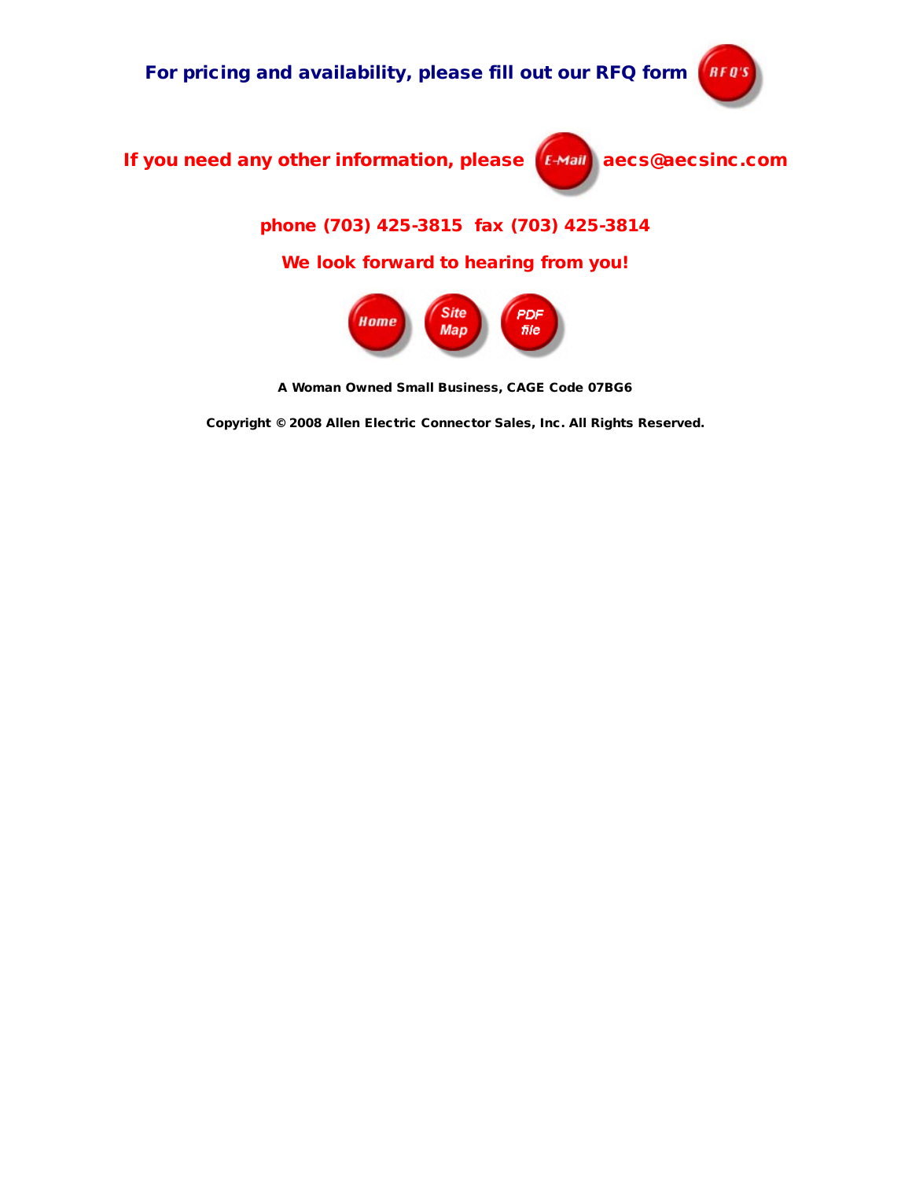**For pricing and availability, please fill out our RFQ form** RFQ'S

**If you need any other information, please** E-Mail **aecs@aecsinc.com**

**phone (703) 425-3815  fax (703) 425-3814**

**We look forward to hearing from you!**

Home  Site Map  PDF file

**A Woman Owned Small Business, CAGE Code 07BG6**

**Copyright © 2008 Allen Electric Connector Sales, Inc. All Rights Reserved.**